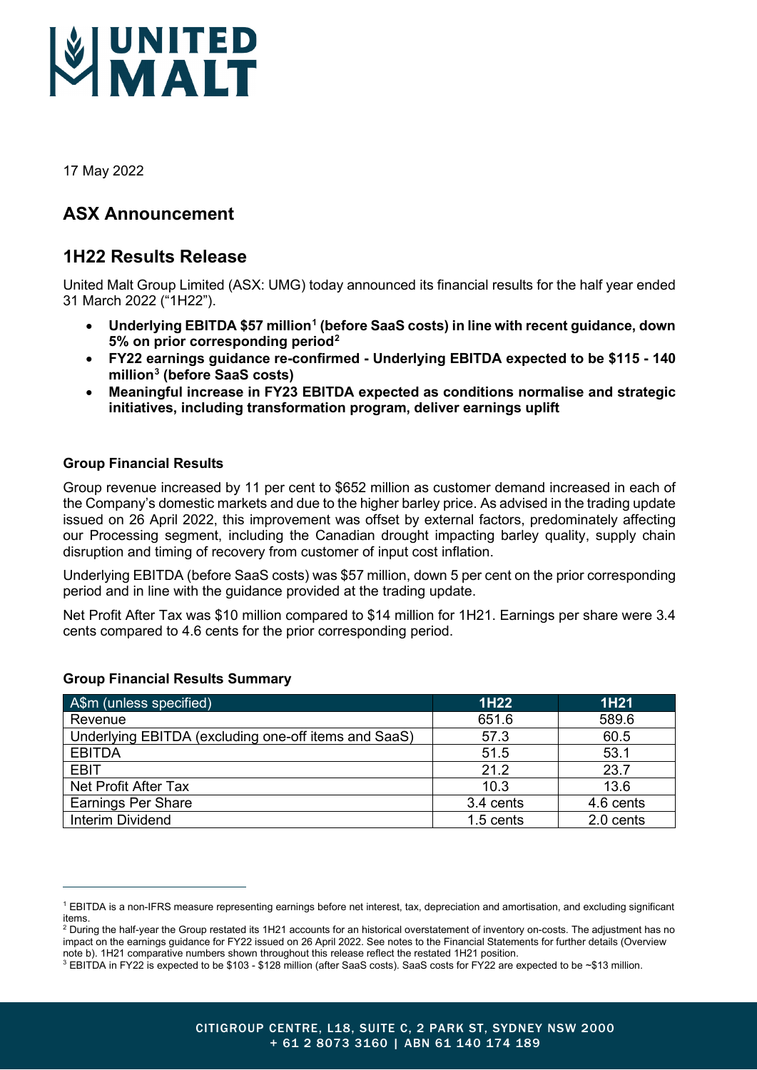UNITED MALT

17 May 2022

## ASX Announcement

## 1H22 Results Release

United Malt Group Limited (ASX: UMG) today announced its financial results for the half year ended 31 March 2022 ("1H22").

- **Underlying EBITDA $57 million[1] (before SaaS costs) in line with recent guidance, down 5% on prior corresponding period[2]**
- **FY22 earnings guidance re-confirmed - Underlying EBITDA expected to be $115 - 140 million[3] (before SaaS costs)**
- **Meaningful increase in FY23 EBITDA expected as conditions normalise and strategic initiatives, including transformation program, deliver earnings uplift**

### Group Financial Results

Group revenue increased by 11 per cent to $652 million as customer demand increased in each of the Company's domestic markets and due to the higher barley price. As advised in the trading update issued on 26 April 2022, this improvement was offset by external factors, predominately affecting our Processing segment, including the Canadian drought impacting barley quality, supply chain disruption and timing of recovery from customer of input cost inflation.

Underlying EBITDA (before SaaS costs) was $57 million, down 5 per cent on the prior corresponding period and in line with the guidance provided at the trading update.

Net Profit After Tax was $10 million compared to $14 million for 1H21. Earnings per share were 3.4 cents compared to 4.6 cents for the prior corresponding period.

### Group Financial Results Summary

| A$m (unless specified) | 1H22 | 1H21 |
|---|---|---|
| Revenue | 651.6 | 589.6 |
| Underlying EBITDA (excluding one-off items and SaaS) | 57.3 | 60.5 |
| EBITDA | 51.5 | 53.1 |
| EBIT | 21.2 | 23.7 |
| Net Profit After Tax | 10.3 | 13.6 |
| Earnings Per Share | 3.4 cents | 4.6 cents |
| Interim Dividend | 1.5 cents | 2.0 cents |

---

[1] EBITDA is a non-IFRS measure representing earnings before net interest, tax, depreciation and amortisation, and excluding significant items.

[2] During the half-year the Group restated its 1H21 accounts for an historical overstatement of inventory on-costs. The adjustment has no impact on the earnings guidance for FY22 issued on 26 April 2022. See notes to the Financial Statements for further details (Overview note b). 1H21 comparative numbers shown throughout this release reflect the restated 1H21 position.

[3] EBITDA in FY22 is expected to be $103 - $128 million (after SaaS costs). SaaS costs for FY22 are expected to be ~$13 million.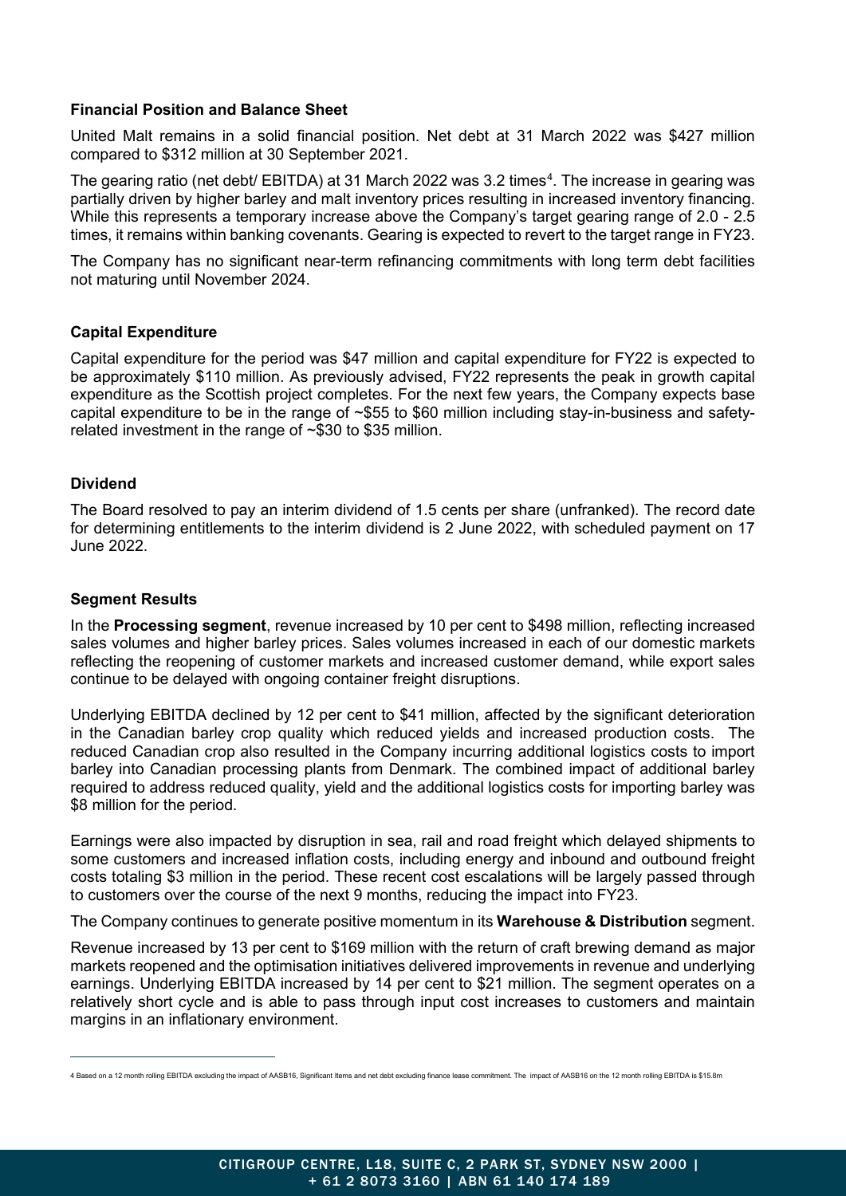### Financial Position and Balance Sheet

United Malt remains in a solid financial position. Net debt at 31 March 2022 was $427 million compared to $312 million at 30 September 2021.

The gearing ratio (net debt/ EBITDA) at 31 March 2022 was 3.2 times[4]. The increase in gearing was partially driven by higher barley and malt inventory prices resulting in increased inventory financing. While this represents a temporary increase above the Company's target gearing range of 2.0 - 2.5 times, it remains within banking covenants. Gearing is expected to revert to the target range in FY23.

The Company has no significant near-term refinancing commitments with long term debt facilities not maturing until November 2024.

### Capital Expenditure

Capital expenditure for the period was $47 million and capital expenditure for FY22 is expected to be approximately $110 million. As previously advised, FY22 represents the peak in growth capital expenditure as the Scottish project completes. For the next few years, the Company expects base capital expenditure to be in the range of ~$55 to $60 million including stay-in-business and safety-related investment in the range of ~$30 to $35 million.

### Dividend

The Board resolved to pay an interim dividend of 1.5 cents per share (unfranked). The record date for determining entitlements to the interim dividend is 2 June 2022, with scheduled payment on 17 June 2022.

### Segment Results

In the **Processing segment**, revenue increased by 10 per cent to $498 million, reflecting increased sales volumes and higher barley prices. Sales volumes increased in each of our domestic markets reflecting the reopening of customer markets and increased customer demand, while export sales continue to be delayed with ongoing container freight disruptions.

Underlying EBITDA declined by 12 per cent to $41 million, affected by the significant deterioration in the Canadian barley crop quality which reduced yields and increased production costs. The reduced Canadian crop also resulted in the Company incurring additional logistics costs to import barley into Canadian processing plants from Denmark. The combined impact of additional barley required to address reduced quality, yield and the additional logistics costs for importing barley was $8 million for the period.

Earnings were also impacted by disruption in sea, rail and road freight which delayed shipments to some customers and increased inflation costs, including energy and inbound and outbound freight costs totaling $3 million in the period. These recent cost escalations will be largely passed through to customers over the course of the next 9 months, reducing the impact into FY23.

The Company continues to generate positive momentum in its **Warehouse & Distribution** segment.

Revenue increased by 13 per cent to $169 million with the return of craft brewing demand as major markets reopened and the optimisation initiatives delivered improvements in revenue and underlying earnings. Underlying EBITDA increased by 14 per cent to $21 million. The segment operates on a relatively short cycle and is able to pass through input cost increases to customers and maintain margins in an inflationary environment.

---

[4] Based on a 12 month rolling EBITDA excluding the impact of AASB16, Significant Items and net debt excluding finance lease commitment. The impact of AASB16 on the 12 month rolling EBITDA is $15.8m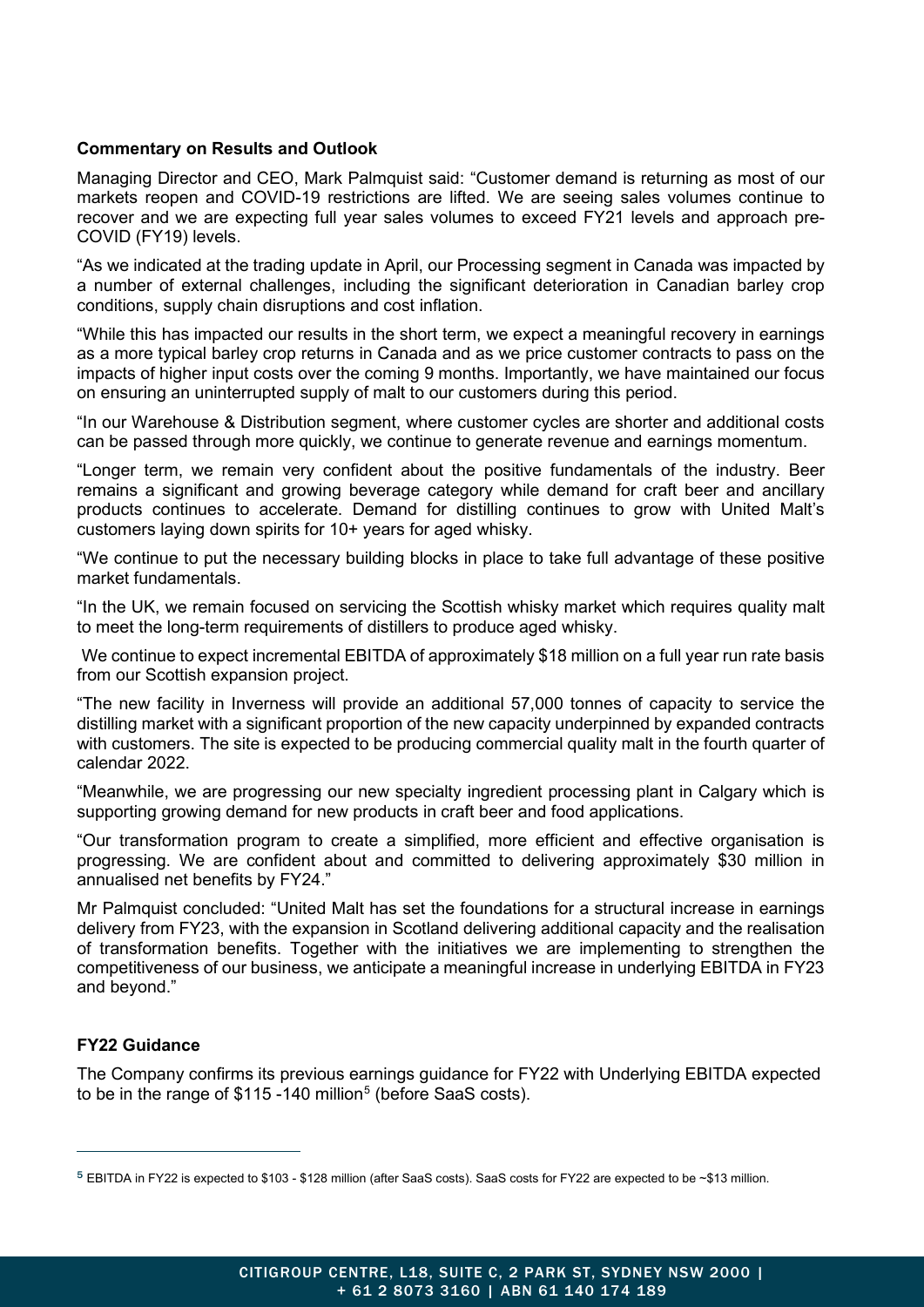**Commentary on Results and Outlook**

Managing Director and CEO, Mark Palmquist said: "Customer demand is returning as most of our markets reopen and COVID-19 restrictions are lifted. We are seeing sales volumes continue to recover and we are expecting full year sales volumes to exceed FY21 levels and approach pre-COVID (FY19) levels.

"As we indicated at the trading update in April, our Processing segment in Canada was impacted by a number of external challenges, including the significant deterioration in Canadian barley crop conditions, supply chain disruptions and cost inflation.

"While this has impacted our results in the short term, we expect a meaningful recovery in earnings as a more typical barley crop returns in Canada and as we price customer contracts to pass on the impacts of higher input costs over the coming 9 months. Importantly, we have maintained our focus on ensuring an uninterrupted supply of malt to our customers during this period.

"In our Warehouse & Distribution segment, where customer cycles are shorter and additional costs can be passed through more quickly, we continue to generate revenue and earnings momentum.

"Longer term, we remain very confident about the positive fundamentals of the industry. Beer remains a significant and growing beverage category while demand for craft beer and ancillary products continues to accelerate. Demand for distilling continues to grow with United Malt's customers laying down spirits for 10+ years for aged whisky.

"We continue to put the necessary building blocks in place to take full advantage of these positive market fundamentals.

"In the UK, we remain focused on servicing the Scottish whisky market which requires quality malt to meet the long-term requirements of distillers to produce aged whisky.

We continue to expect incremental EBITDA of approximately $18 million on a full year run rate basis from our Scottish expansion project.

"The new facility in Inverness will provide an additional 57,000 tonnes of capacity to service the distilling market with a significant proportion of the new capacity underpinned by expanded contracts with customers. The site is expected to be producing commercial quality malt in the fourth quarter of calendar 2022.

"Meanwhile, we are progressing our new specialty ingredient processing plant in Calgary which is supporting growing demand for new products in craft beer and food applications.

"Our transformation program to create a simplified, more efficient and effective organisation is progressing. We are confident about and committed to delivering approximately $30 million in annualised net benefits by FY24."

Mr Palmquist concluded: "United Malt has set the foundations for a structural increase in earnings delivery from FY23, with the expansion in Scotland delivering additional capacity and the realisation of transformation benefits. Together with the initiatives we are implementing to strengthen the competitiveness of our business, we anticipate a meaningful increase in underlying EBITDA in FY23 and beyond."

**FY22 Guidance**

The Company confirms its previous earnings guidance for FY22 with Underlying EBITDA expected to be in the range of $115 -140 million[5] (before SaaS costs).

---

[5] EBITDA in FY22 is expected to $103 - $128 million (after SaaS costs). SaaS costs for FY22 are expected to be ~$13 million.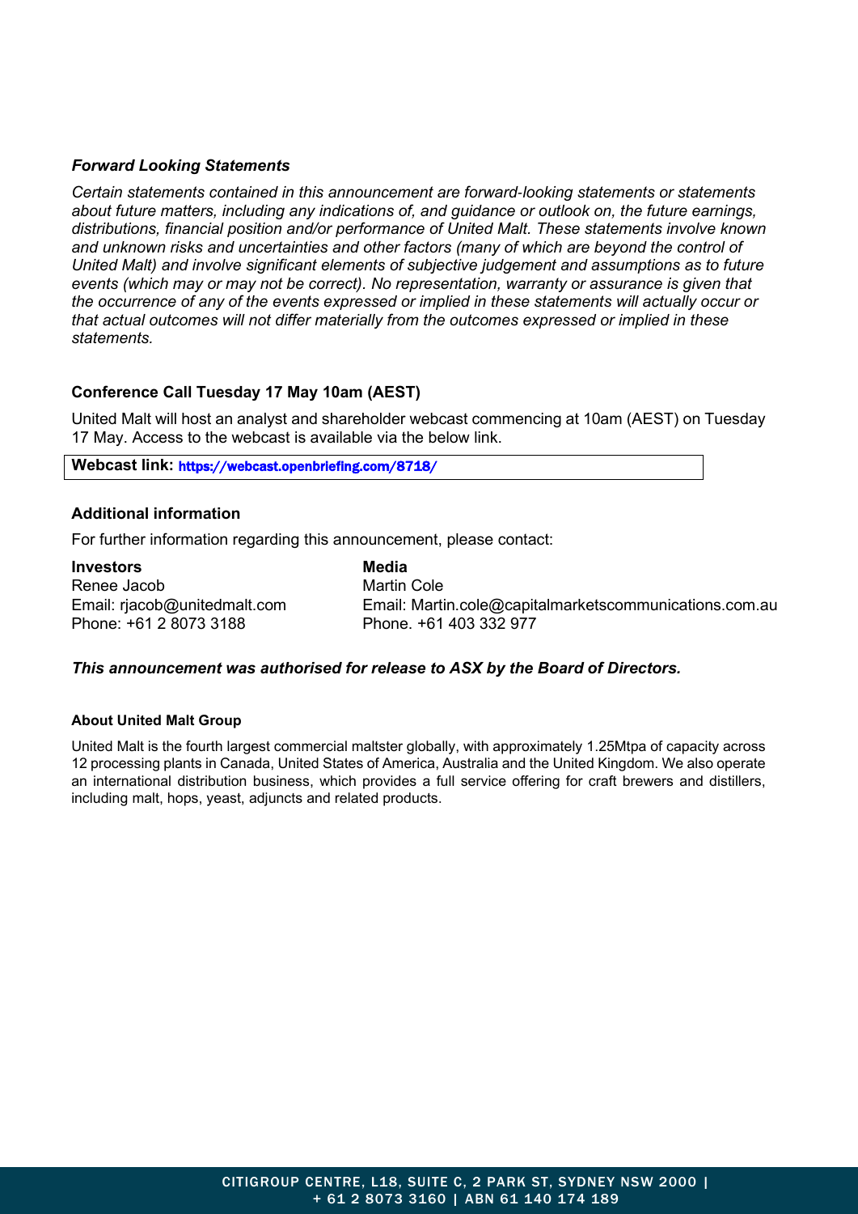***Forward Looking Statements***

*Certain statements contained in this announcement are forward-looking statements or statements about future matters, including any indications of, and guidance or outlook on, the future earnings, distributions, financial position and/or performance of United Malt. These statements involve known and unknown risks and uncertainties and other factors (many of which are beyond the control of United Malt) and involve significant elements of subjective judgement and assumptions as to future events (which may or may not be correct). No representation, warranty or assurance is given that the occurrence of any of the events expressed or implied in these statements will actually occur or that actual outcomes will not differ materially from the outcomes expressed or implied in these statements.*

**Conference Call Tuesday 17 May 10am (AEST)**

United Malt will host an analyst and shareholder webcast commencing at 10am (AEST) on Tuesday 17 May. Access to the webcast is available via the below link.

**Webcast link:** https://webcast.openbriefing.com/8718/

**Additional information**

For further information regarding this announcement, please contact:

**Investors**
Renee Jacob
Email: rjacob@unitedmalt.com
Phone: +61 2 8073 3188

**Media**
Martin Cole
Email: Martin.cole@capitalmarketscommunications.com.au
Phone. +61 403 332 977

***This announcement was authorised for release to ASX by the Board of Directors.***

**About United Malt Group**

United Malt is the fourth largest commercial maltster globally, with approximately 1.25Mtpa of capacity across 12 processing plants in Canada, United States of America, Australia and the United Kingdom. We also operate an international distribution business, which provides a full service offering for craft brewers and distillers, including malt, hops, yeast, adjuncts and related products.

CITIGROUP CENTRE, L18, SUITE C, 2 PARK ST, SYDNEY NSW 2000 | + 61 2 8073 3160 | ABN 61 140 174 189